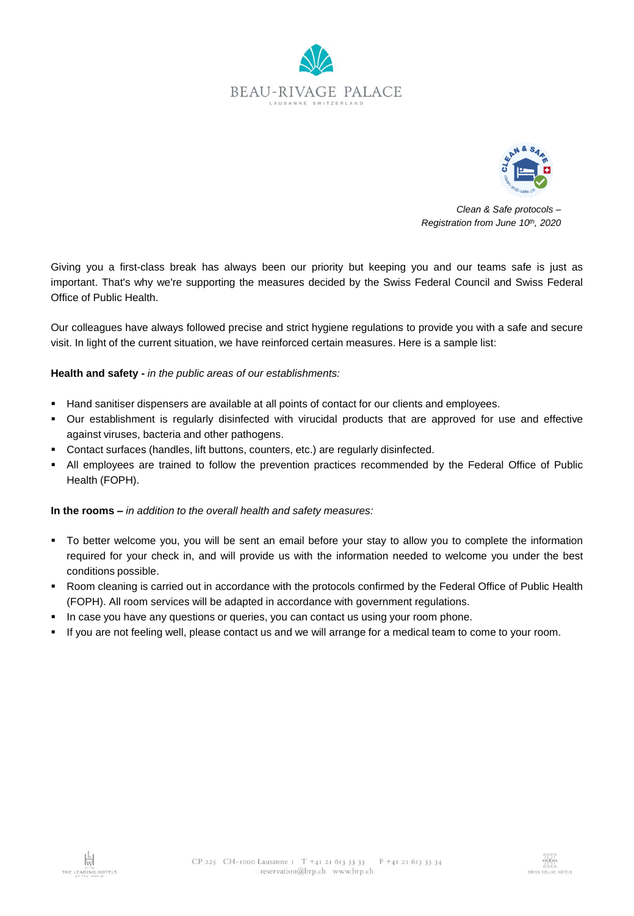BEAU-RIVAGE PALACE

LAUSANNE SWITZERLAND

*Clean & Safe protocols – Registration from June 10th, 2020*

Giving you a first-class break has always been our priority but keeping you and our teams safe is just as important. That's why we're supporting the measures decided by the Swiss Federal Council and Swiss Federal Office of Public Health.

Our colleagues have always followed precise and strict hygiene regulations to provide you with a safe and secure visit. In light of the current situation, we have reinforced certain measures. Here is a sample list:

**Health and safety -** *in the public areas of our establishments:*

- Hand sanitiser dispensers are available at all points of contact for our clients and employees.
- Our establishment is regularly disinfected with virucidal products that are approved for use and effective against viruses, bacteria and other pathogens.
- Contact surfaces (handles, lift buttons, counters, etc.) are regularly disinfected.
- All employees are trained to follow the prevention practices recommended by the Federal Office of Public Health (FOPH).

**In the rooms –** *in addition to the overall health and safety measures:*

- To better welcome you, you will be sent an email before your stay to allow you to complete the information required for your check in, and will provide us with the information needed to welcome you under the best conditions possible.
- Room cleaning is carried out in accordance with the protocols confirmed by the Federal Office of Public Health (FOPH). All room services will be adapted in accordance with government regulations.
- In case you have any questions or queries, you can contact us using your room phone.
- If you are not feeling well, please contact us and we will arrange for a medical team to come to your room.

CP 225 CH-1000 Lausanne 1 T +41 21 613 33 33 F +41 21 613 33 34
reservation@brp.ch www.brp.ch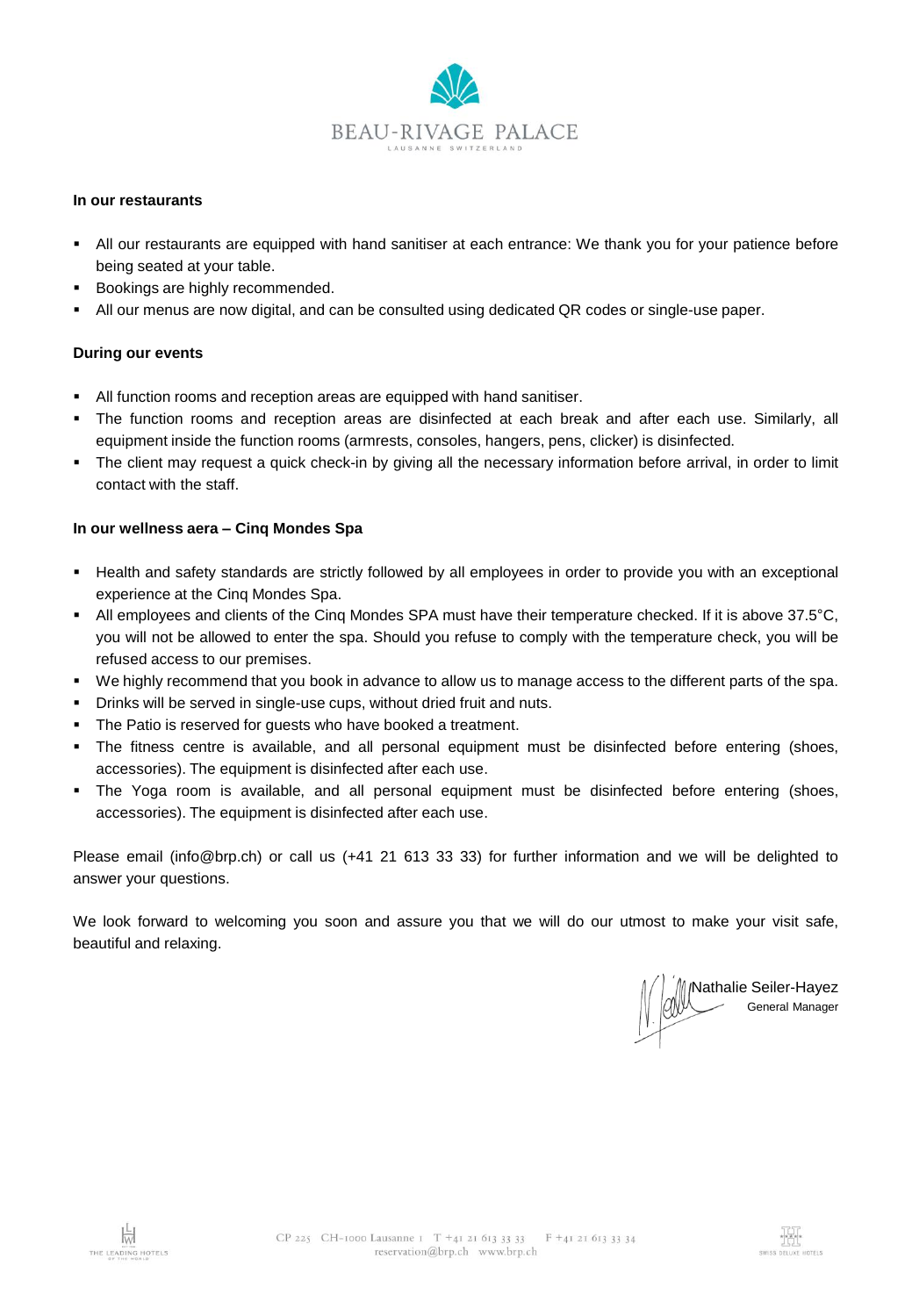**In our restaurants**

- All our restaurants are equipped with hand sanitiser at each entrance: We thank you for your patience before being seated at your table.
- Bookings are highly recommended.
- All our menus are now digital, and can be consulted using dedicated QR codes or single-use paper.

**During our events**

- All function rooms and reception areas are equipped with hand sanitiser.
- The function rooms and reception areas are disinfected at each break and after each use. Similarly, all equipment inside the function rooms (armrests, consoles, hangers, pens, clicker) is disinfected.
- The client may request a quick check-in by giving all the necessary information before arrival, in order to limit contact with the staff.

**In our wellness aera – Cinq Mondes Spa**

- Health and safety standards are strictly followed by all employees in order to provide you with an exceptional experience at the Cinq Mondes Spa.
- All employees and clients of the Cinq Mondes SPA must have their temperature checked. If it is above 37.5°C, you will not be allowed to enter the spa. Should you refuse to comply with the temperature check, you will be refused access to our premises.
- We highly recommend that you book in advance to allow us to manage access to the different parts of the spa.
- Drinks will be served in single-use cups, without dried fruit and nuts.
- The Patio is reserved for guests who have booked a treatment.
- The fitness centre is available, and all personal equipment must be disinfected before entering (shoes, accessories). The equipment is disinfected after each use.
- The Yoga room is available, and all personal equipment must be disinfected before entering (shoes, accessories). The equipment is disinfected after each use.

Please email (info@brp.ch) or call us (+41 21 613 33 33) for further information and we will be delighted to answer your questions.

We look forward to welcoming you soon and assure you that we will do our utmost to make your visit safe, beautiful and relaxing.

Nathalie Seiler-Hayez
General Manager